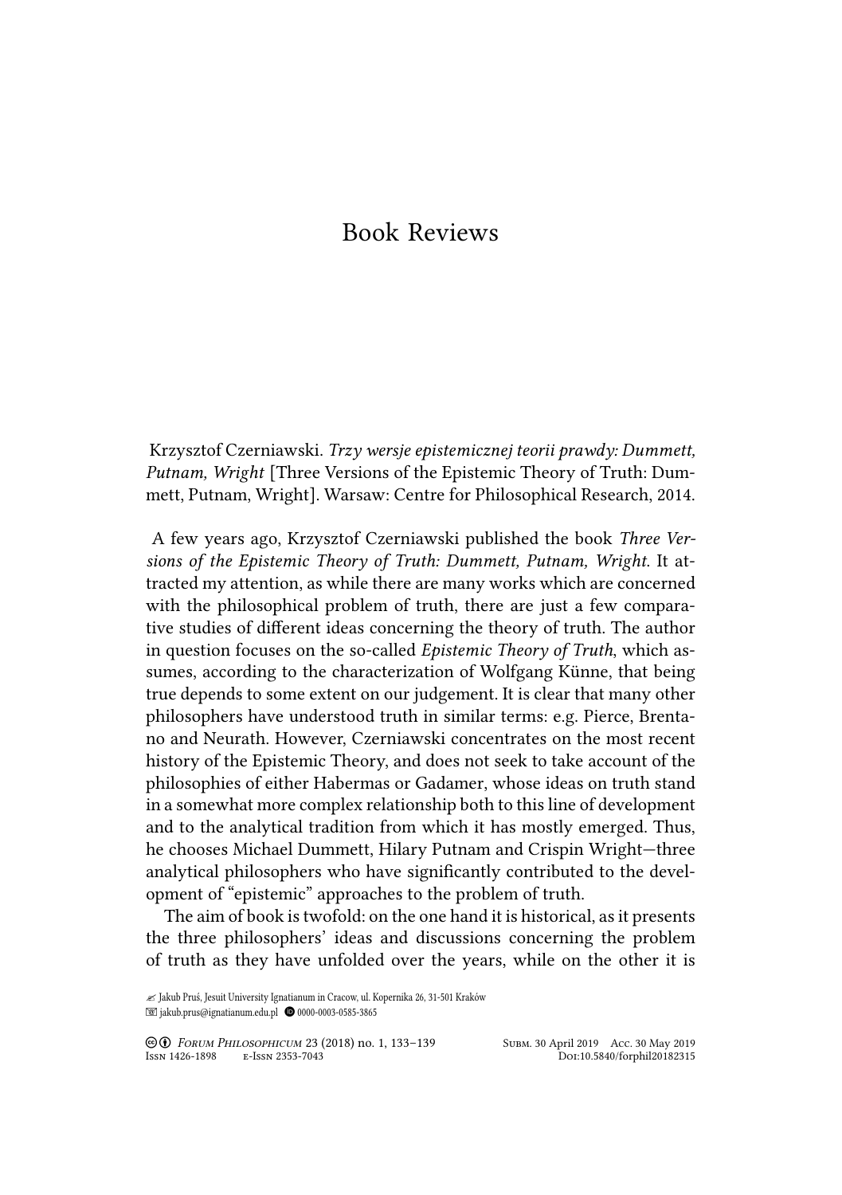# Book Reviews

Krzysztof Czerniawski. *Trzy wersje epistemicznej teorii prawdy: Dummett, Putnam, Wright* [Three Versions of the Epistemic Theory of Truth: Dummett, Putnam, Wright]. Warsaw: Centre for Philosophical Research, 2014.

A few years ago, Krzysztof Czerniawski published the book *Three Versions of the Epistemic Theory of Truth: Dummett, Putnam, Wright*. It attracted my attention, as while there are many works which are concerned with the philosophical problem of truth, there are just a few comparative studies of different ideas concerning the theory of truth. The author in question focuses on the so-called *Epistemic Theory of Truth*, which assumes, according to the characterization of Wolfgang Künne, that being true depends to some extent on our judgement. It is clear that many other philosophers have understood truth in similar terms: e.g. Pierce, Brentano and Neurath. However, Czerniawski concentrates on the most recent history of the Epistemic Theory, and does not seek to take account of the philosophies of either Habermas or Gadamer, whose ideas on truth stand in a somewhat more complex relationship both to this line of development and to the analytical tradition from which it has mostly emerged. Thus, he chooses Michael Dummett, Hilary Putnam and Crispin Wright—three analytical philosophers who have significantly contributed to the development of "epistemic" approaches to the problem of truth.

The aim of book is twofold: on the one hand it is historical, as it presents the three philosophers' ideas and discussions concerning the problem of truth as they have unfolded over the years, while on the other it is

✍ Jakub Pruś, Jesuit University Ignatianum in Cracow, ul. Kopernika 26, 31-501 Kraków
jakub.prus@ignatianum.edu.pl 0000-0003-0585-3865

Subm. 30 April 2019 Acc. 30 May 2019
Doi:10.5840/forphil20182315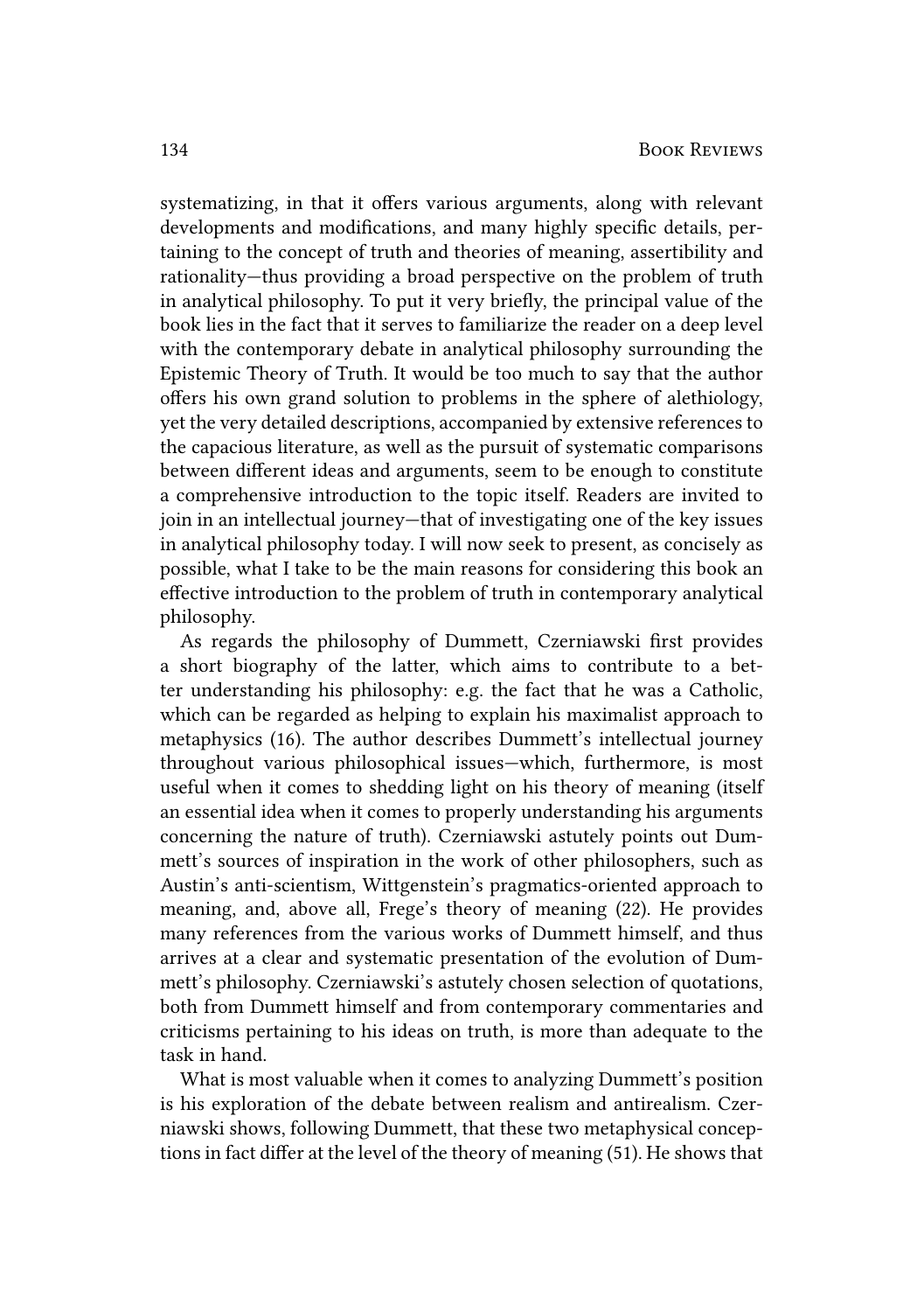systematizing, in that it offers various arguments, along with relevant developments and modifications, and many highly specific details, pertaining to the concept of truth and theories of meaning, assertibility and rationality—thus providing a broad perspective on the problem of truth in analytical philosophy. To put it very briefly, the principal value of the book lies in the fact that it serves to familiarize the reader on a deep level with the contemporary debate in analytical philosophy surrounding the Epistemic Theory of Truth. It would be too much to say that the author offers his own grand solution to problems in the sphere of alethiology, yet the very detailed descriptions, accompanied by extensive references to the capacious literature, as well as the pursuit of systematic comparisons between different ideas and arguments, seem to be enough to constitute a comprehensive introduction to the topic itself. Readers are invited to join in an intellectual journey—that of investigating one of the key issues in analytical philosophy today. I will now seek to present, as concisely as possible, what I take to be the main reasons for considering this book an effective introduction to the problem of truth in contemporary analytical philosophy.

As regards the philosophy of Dummett, Czerniawski first provides a short biography of the latter, which aims to contribute to a better understanding his philosophy: e.g. the fact that he was a Catholic, which can be regarded as helping to explain his maximalist approach to metaphysics (16). The author describes Dummett's intellectual journey throughout various philosophical issues—which, furthermore, is most useful when it comes to shedding light on his theory of meaning (itself an essential idea when it comes to properly understanding his arguments concerning the nature of truth). Czerniawski astutely points out Dummett's sources of inspiration in the work of other philosophers, such as Austin's anti-scientism, Wittgenstein's pragmatics-oriented approach to meaning, and, above all, Frege's theory of meaning (22). He provides many references from the various works of Dummett himself, and thus arrives at a clear and systematic presentation of the evolution of Dummett's philosophy. Czerniawski's astutely chosen selection of quotations, both from Dummett himself and from contemporary commentaries and criticisms pertaining to his ideas on truth, is more than adequate to the task in hand.

What is most valuable when it comes to analyzing Dummett's position is his exploration of the debate between realism and antirealism. Czerniawski shows, following Dummett, that these two metaphysical conceptions in fact differ at the level of the theory of meaning (51). He shows that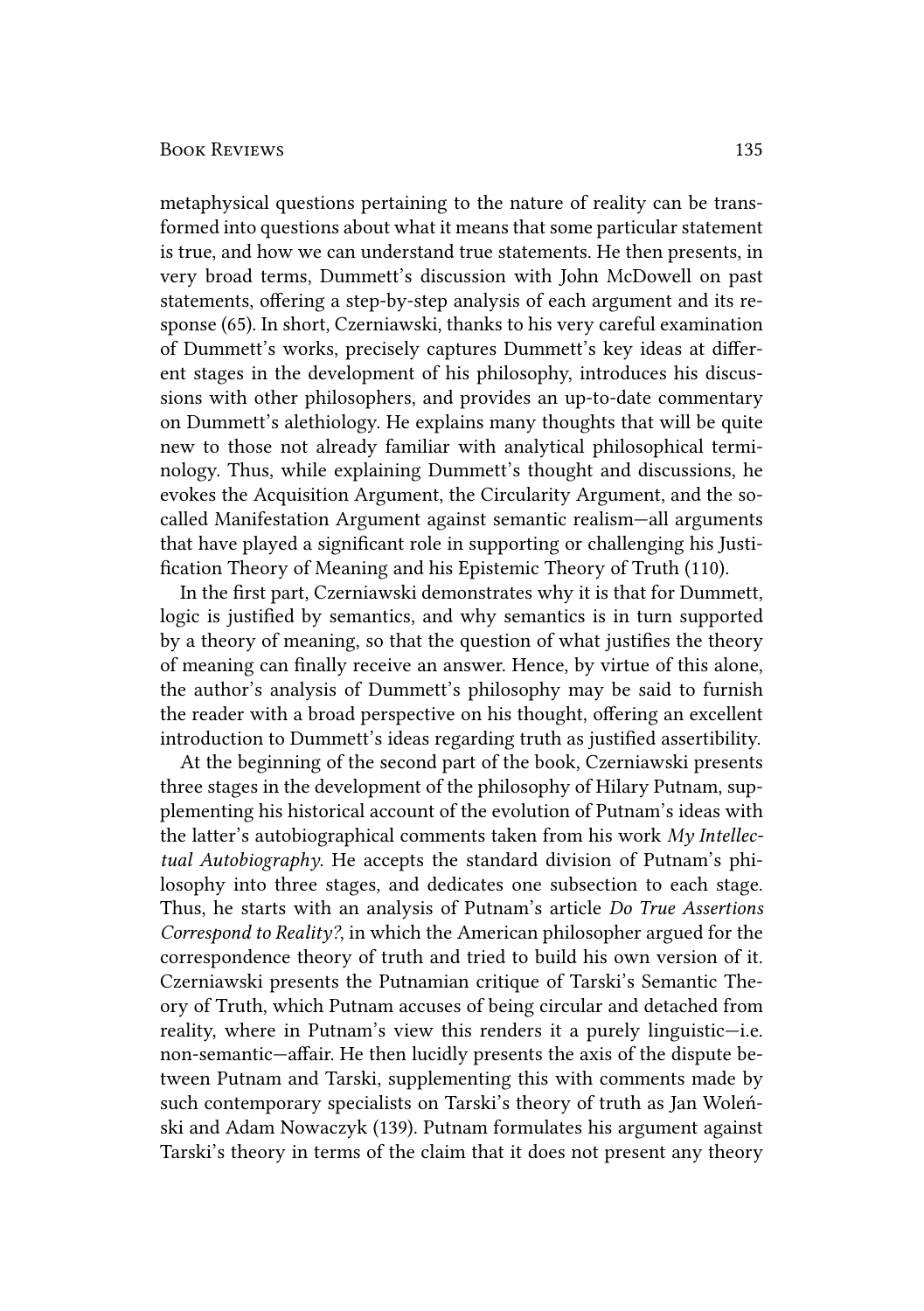metaphysical questions pertaining to the nature of reality can be transformed into questions about what it means that some particular statement is true, and how we can understand true statements. He then presents, in very broad terms, Dummett's discussion with John McDowell on past statements, offering a step-by-step analysis of each argument and its response (65). In short, Czerniawski, thanks to his very careful examination of Dummett's works, precisely captures Dummett's key ideas at different stages in the development of his philosophy, introduces his discussions with other philosophers, and provides an up-to-date commentary on Dummett's alethiology. He explains many thoughts that will be quite new to those not already familiar with analytical philosophical terminology. Thus, while explaining Dummett's thought and discussions, he evokes the Acquisition Argument, the Circularity Argument, and the so-called Manifestation Argument against semantic realism—all arguments that have played a significant role in supporting or challenging his Justification Theory of Meaning and his Epistemic Theory of Truth (110).

In the first part, Czerniawski demonstrates why it is that for Dummett, logic is justified by semantics, and why semantics is in turn supported by a theory of meaning, so that the question of what justifies the theory of meaning can finally receive an answer. Hence, by virtue of this alone, the author's analysis of Dummett's philosophy may be said to furnish the reader with a broad perspective on his thought, offering an excellent introduction to Dummett's ideas regarding truth as justified assertibility.

At the beginning of the second part of the book, Czerniawski presents three stages in the development of the philosophy of Hilary Putnam, supplementing his historical account of the evolution of Putnam's ideas with the latter's autobiographical comments taken from his work *My Intellectual Autobiography*. He accepts the standard division of Putnam's philosophy into three stages, and dedicates one subsection to each stage. Thus, he starts with an analysis of Putnam's article *Do True Assertions Correspond to Reality?*, in which the American philosopher argued for the correspondence theory of truth and tried to build his own version of it. Czerniawski presents the Putnamian critique of Tarski's Semantic Theory of Truth, which Putnam accuses of being circular and detached from reality, where in Putnam's view this renders it a purely linguistic—i.e. non-semantic—affair. He then lucidly presents the axis of the dispute between Putnam and Tarski, supplementing this with comments made by such contemporary specialists on Tarski's theory of truth as Jan Woleński and Adam Nowaczyk (139). Putnam formulates his argument against Tarski's theory in terms of the claim that it does not present any theory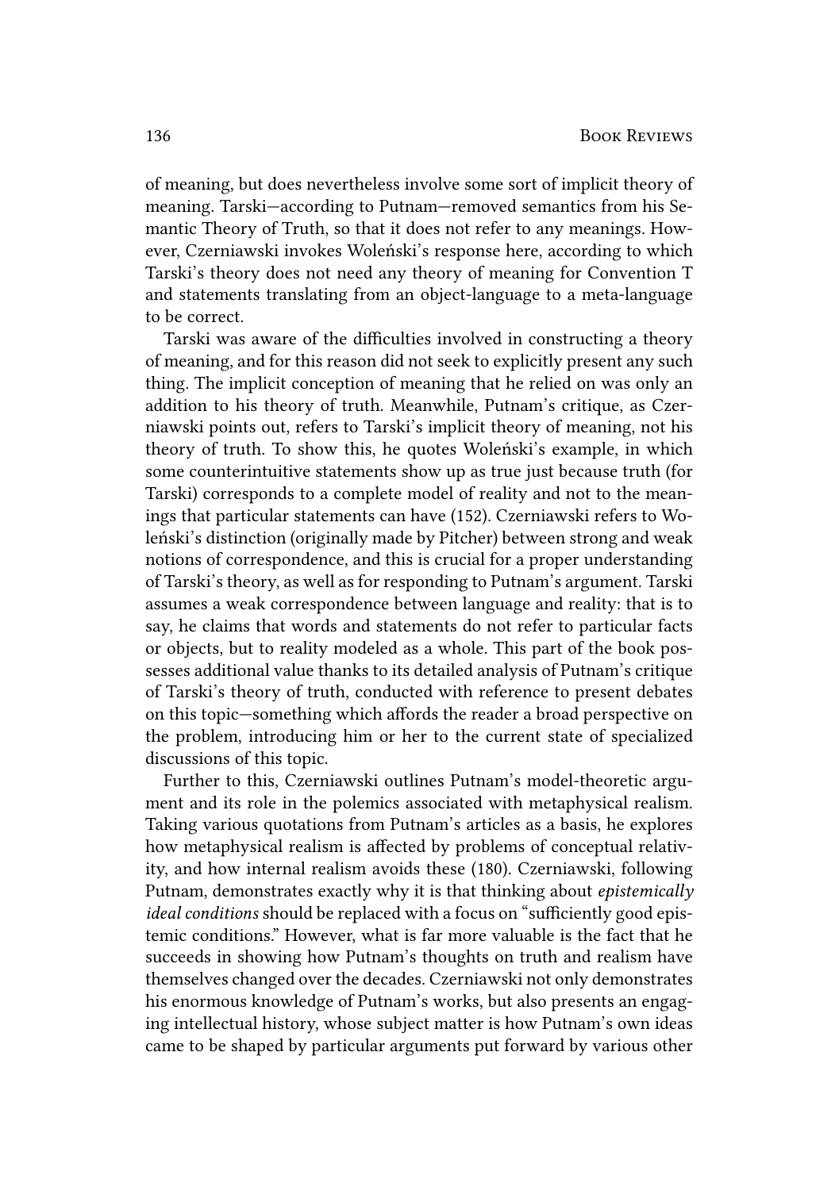of meaning, but does nevertheless involve some sort of implicit theory of meaning. Tarski—according to Putnam—removed semantics from his Semantic Theory of Truth, so that it does not refer to any meanings. However, Czerniawski invokes Woleński's response here, according to which Tarski's theory does not need any theory of meaning for Convention T and statements translating from an object-language to a meta-language to be correct.

Tarski was aware of the difficulties involved in constructing a theory of meaning, and for this reason did not seek to explicitly present any such thing. The implicit conception of meaning that he relied on was only an addition to his theory of truth. Meanwhile, Putnam's critique, as Czerniawski points out, refers to Tarski's implicit theory of meaning, not his theory of truth. To show this, he quotes Woleński's example, in which some counterintuitive statements show up as true just because truth (for Tarski) corresponds to a complete model of reality and not to the meanings that particular statements can have (152). Czerniawski refers to Woleński's distinction (originally made by Pitcher) between strong and weak notions of correspondence, and this is crucial for a proper understanding of Tarski's theory, as well as for responding to Putnam's argument. Tarski assumes a weak correspondence between language and reality: that is to say, he claims that words and statements do not refer to particular facts or objects, but to reality modeled as a whole. This part of the book possesses additional value thanks to its detailed analysis of Putnam's critique of Tarski's theory of truth, conducted with reference to present debates on this topic—something which affords the reader a broad perspective on the problem, introducing him or her to the current state of specialized discussions of this topic.

Further to this, Czerniawski outlines Putnam's model-theoretic argument and its role in the polemics associated with metaphysical realism. Taking various quotations from Putnam's articles as a basis, he explores how metaphysical realism is affected by problems of conceptual relativity, and how internal realism avoids these (180). Czerniawski, following Putnam, demonstrates exactly why it is that thinking about *epistemically ideal conditions* should be replaced with a focus on "sufficiently good epistemic conditions." However, what is far more valuable is the fact that he succeeds in showing how Putnam's thoughts on truth and realism have themselves changed over the decades. Czerniawski not only demonstrates his enormous knowledge of Putnam's works, but also presents an engaging intellectual history, whose subject matter is how Putnam's own ideas came to be shaped by particular arguments put forward by various other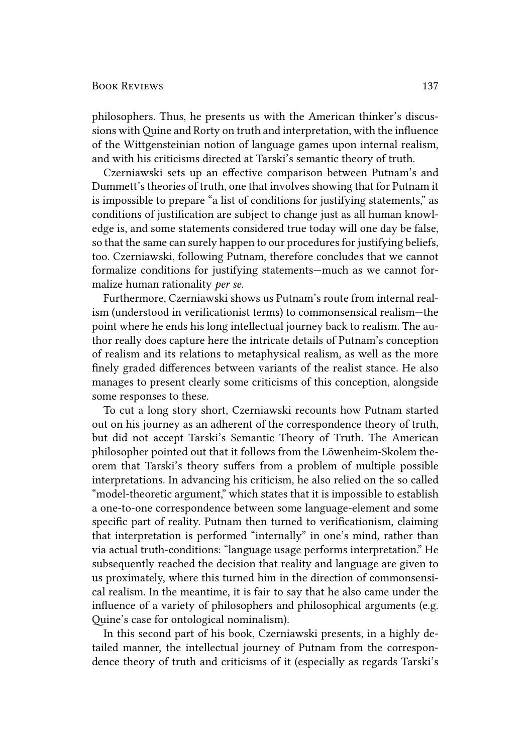philosophers. Thus, he presents us with the American thinker's discussions with Quine and Rorty on truth and interpretation, with the influence of the Wittgensteinian notion of language games upon internal realism, and with his criticisms directed at Tarski's semantic theory of truth.

Czerniawski sets up an effective comparison between Putnam's and Dummett's theories of truth, one that involves showing that for Putnam it is impossible to prepare "a list of conditions for justifying statements," as conditions of justification are subject to change just as all human knowledge is, and some statements considered true today will one day be false, so that the same can surely happen to our procedures for justifying beliefs, too. Czerniawski, following Putnam, therefore concludes that we cannot formalize conditions for justifying statements—much as we cannot formalize human rationality *per se*.

Furthermore, Czerniawski shows us Putnam's route from internal realism (understood in verificationist terms) to commonsensical realism—the point where he ends his long intellectual journey back to realism. The author really does capture here the intricate details of Putnam's conception of realism and its relations to metaphysical realism, as well as the more finely graded differences between variants of the realist stance. He also manages to present clearly some criticisms of this conception, alongside some responses to these.

To cut a long story short, Czerniawski recounts how Putnam started out on his journey as an adherent of the correspondence theory of truth, but did not accept Tarski's Semantic Theory of Truth. The American philosopher pointed out that it follows from the Löwenheim-Skolem theorem that Tarski's theory suffers from a problem of multiple possible interpretations. In advancing his criticism, he also relied on the so called "model-theoretic argument," which states that it is impossible to establish a one-to-one correspondence between some language-element and some specific part of reality. Putnam then turned to verificationism, claiming that interpretation is performed "internally" in one's mind, rather than via actual truth-conditions: "language usage performs interpretation." He subsequently reached the decision that reality and language are given to us proximately, where this turned him in the direction of commonsensical realism. In the meantime, it is fair to say that he also came under the influence of a variety of philosophers and philosophical arguments (e.g. Quine's case for ontological nominalism).

In this second part of his book, Czerniawski presents, in a highly detailed manner, the intellectual journey of Putnam from the correspondence theory of truth and criticisms of it (especially as regards Tarski's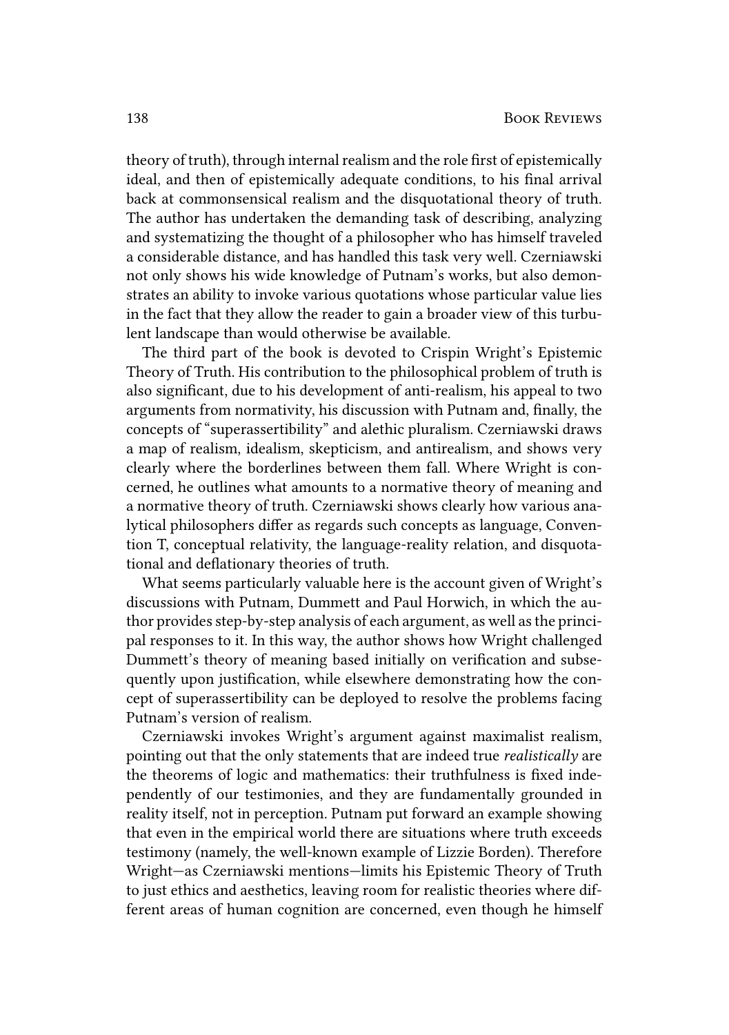theory of truth), through internal realism and the role first of epistemically ideal, and then of epistemically adequate conditions, to his final arrival back at commonsensical realism and the disquotational theory of truth. The author has undertaken the demanding task of describing, analyzing and systematizing the thought of a philosopher who has himself traveled a considerable distance, and has handled this task very well. Czerniawski not only shows his wide knowledge of Putnam's works, but also demonstrates an ability to invoke various quotations whose particular value lies in the fact that they allow the reader to gain a broader view of this turbulent landscape than would otherwise be available.

The third part of the book is devoted to Crispin Wright's Epistemic Theory of Truth. His contribution to the philosophical problem of truth is also significant, due to his development of anti-realism, his appeal to two arguments from normativity, his discussion with Putnam and, finally, the concepts of "superassertibility" and alethic pluralism. Czerniawski draws a map of realism, idealism, skepticism, and antirealism, and shows very clearly where the borderlines between them fall. Where Wright is concerned, he outlines what amounts to a normative theory of meaning and a normative theory of truth. Czerniawski shows clearly how various analytical philosophers differ as regards such concepts as language, Convention T, conceptual relativity, the language-reality relation, and disquotational and deflationary theories of truth.

What seems particularly valuable here is the account given of Wright's discussions with Putnam, Dummett and Paul Horwich, in which the author provides step-by-step analysis of each argument, as well as the principal responses to it. In this way, the author shows how Wright challenged Dummett's theory of meaning based initially on verification and subsequently upon justification, while elsewhere demonstrating how the concept of superassertibility can be deployed to resolve the problems facing Putnam's version of realism.

Czerniawski invokes Wright's argument against maximalist realism, pointing out that the only statements that are indeed true *realistically* are the theorems of logic and mathematics: their truthfulness is fixed independently of our testimonies, and they are fundamentally grounded in reality itself, not in perception. Putnam put forward an example showing that even in the empirical world there are situations where truth exceeds testimony (namely, the well-known example of Lizzie Borden). Therefore Wright—as Czerniawski mentions—limits his Epistemic Theory of Truth to just ethics and aesthetics, leaving room for realistic theories where different areas of human cognition are concerned, even though he himself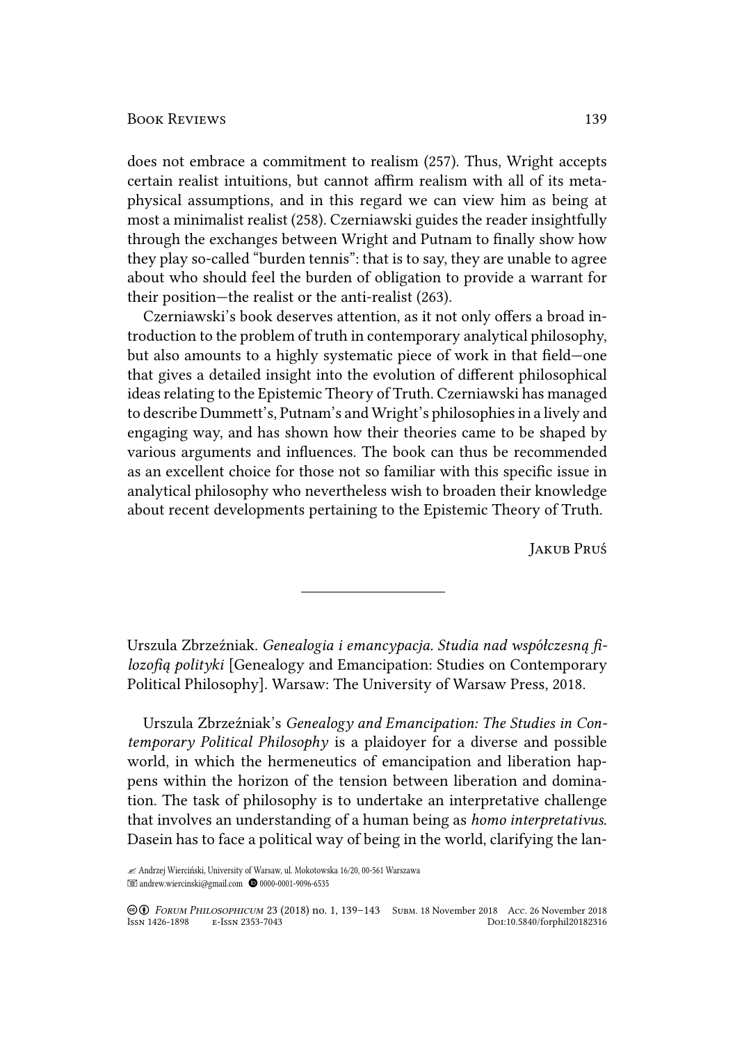does not embrace a commitment to realism (257). Thus, Wright accepts certain realist intuitions, but cannot affirm realism with all of its metaphysical assumptions, and in this regard we can view him as being at most a minimalist realist (258). Czerniawski guides the reader insightfully through the exchanges between Wright and Putnam to finally show how they play so-called "burden tennis": that is to say, they are unable to agree about who should feel the burden of obligation to provide a warrant for their position—the realist or the anti-realist (263).

Czerniawski's book deserves attention, as it not only offers a broad introduction to the problem of truth in contemporary analytical philosophy, but also amounts to a highly systematic piece of work in that field—one that gives a detailed insight into the evolution of different philosophical ideas relating to the Epistemic Theory of Truth. Czerniawski has managed to describe Dummett's, Putnam's and Wright's philosophies in a lively and engaging way, and has shown how their theories came to be shaped by various arguments and influences. The book can thus be recommended as an excellent choice for those not so familiar with this specific issue in analytical philosophy who nevertheless wish to broaden their knowledge about recent developments pertaining to the Epistemic Theory of Truth.

Jakub Pruś

---

Urszula Zbrzeźniak. *Genealogia i emancypacja. Studia nad współczesną filozofią polityki* [Genealogy and Emancipation: Studies on Contemporary Political Philosophy]. Warsaw: The University of Warsaw Press, 2018.

Urszula Zbrzeźniak's *Genealogy and Emancipation: The Studies in Contemporary Political Philosophy* is a plaidoyer for a diverse and possible world, in which the hermeneutics of emancipation and liberation happens within the horizon of the tension between liberation and domination. The task of philosophy is to undertake an interpretative challenge that involves an understanding of a human being as *homo interpretativus*. Dasein has to face a political way of being in the world, clarifying the lan-

✍ Andrzej Wierciński, University of Warsaw, ul. Mokotowska 16/20, 00-561 Warszawa
andrew.wiercinski@gmail.com 0000-0001-9096-6535

*Forum Philosophicum* 23 (2018) no. 1, 139–143 Subm. 18 November 2018 Acc. 26 November 2018
Issn 1426-1898 e-Issn 2353-7043 Doi:10.5840/forphil20182316